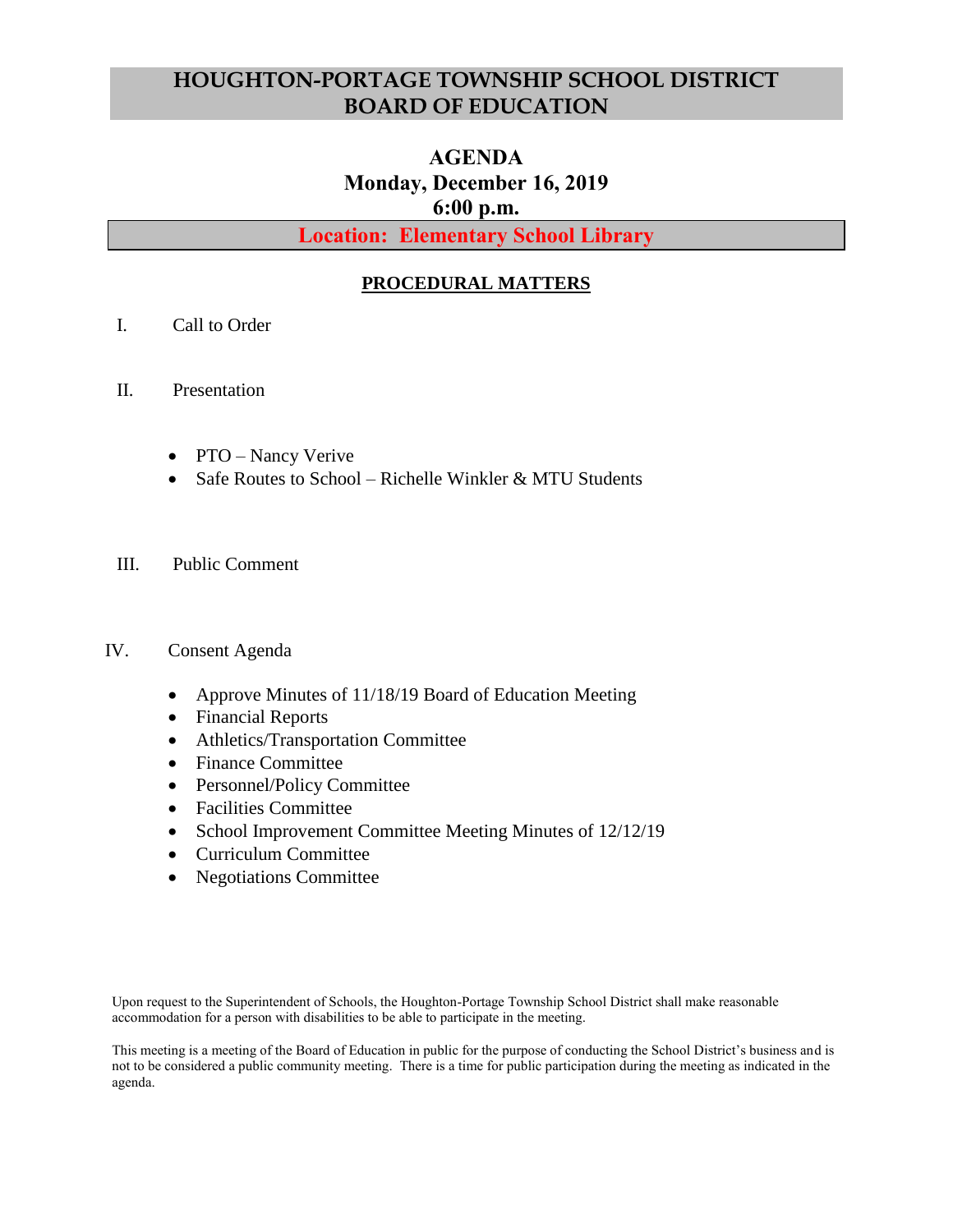# HOUGHTON-PORTAGE TOWNSHIP SCHOOL DISTRICT BOARD OF EDUCATION

## AGENDA
**Monday, December 16, 2019**
**6:00 p.m.**

**Location: Elementary School Library**

### PROCEDURAL MATTERS

I. Call to Order

II. Presentation

- PTO – Nancy Verive
- Safe Routes to School – Richelle Winkler & MTU Students

III. Public Comment

IV. Consent Agenda

- Approve Minutes of 11/18/19 Board of Education Meeting
- Financial Reports
- Athletics/Transportation Committee
- Finance Committee
- Personnel/Policy Committee
- Facilities Committee
- School Improvement Committee Meeting Minutes of 12/12/19
- Curriculum Committee
- Negotiations Committee

Upon request to the Superintendent of Schools, the Houghton-Portage Township School District shall make reasonable accommodation for a person with disabilities to be able to participate in the meeting.

This meeting is a meeting of the Board of Education in public for the purpose of conducting the School District's business and is not to be considered a public community meeting. There is a time for public participation during the meeting as indicated in the agenda.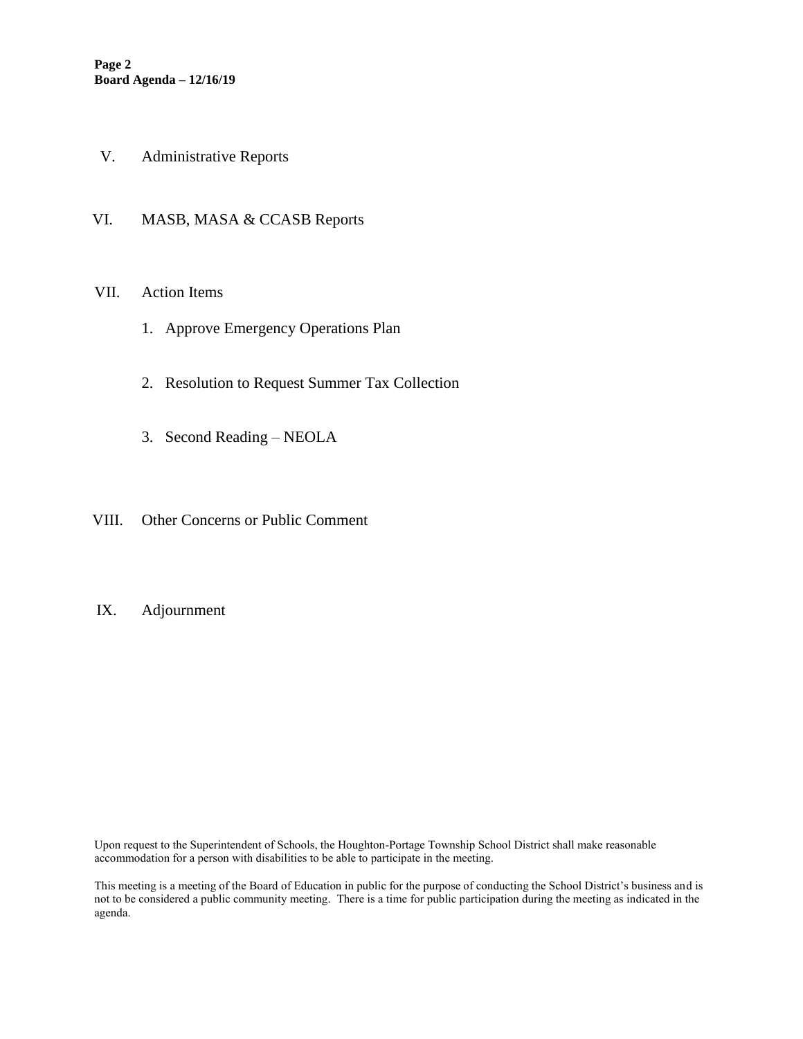V. Administrative Reports

VI. MASB, MASA & CCASB Reports

VII. Action Items

1. Approve Emergency Operations Plan
2. Resolution to Request Summer Tax Collection
3. Second Reading – NEOLA

VIII. Other Concerns or Public Comment

IX. Adjournment

Upon request to the Superintendent of Schools, the Houghton-Portage Township School District shall make reasonable accommodation for a person with disabilities to be able to participate in the meeting.

This meeting is a meeting of the Board of Education in public for the purpose of conducting the School District's business and is not to be considered a public community meeting. There is a time for public participation during the meeting as indicated in the agenda.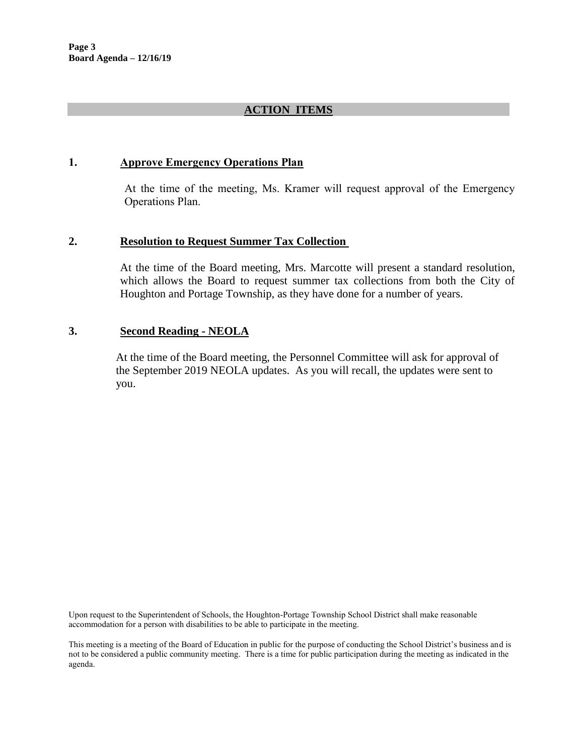## ACTION ITEMS

### 1. Approve Emergency Operations Plan

At the time of the meeting, Ms. Kramer will request approval of the Emergency Operations Plan.

### 2. Resolution to Request Summer Tax Collection

At the time of the Board meeting, Mrs. Marcotte will present a standard resolution, which allows the Board to request summer tax collections from both the City of Houghton and Portage Township, as they have done for a number of years.

### 3. Second Reading - NEOLA

At the time of the Board meeting, the Personnel Committee will ask for approval of the September 2019 NEOLA updates. As you will recall, the updates were sent to you.

Upon request to the Superintendent of Schools, the Houghton-Portage Township School District shall make reasonable accommodation for a person with disabilities to be able to participate in the meeting.

This meeting is a meeting of the Board of Education in public for the purpose of conducting the School District's business and is not to be considered a public community meeting. There is a time for public participation during the meeting as indicated in the agenda.